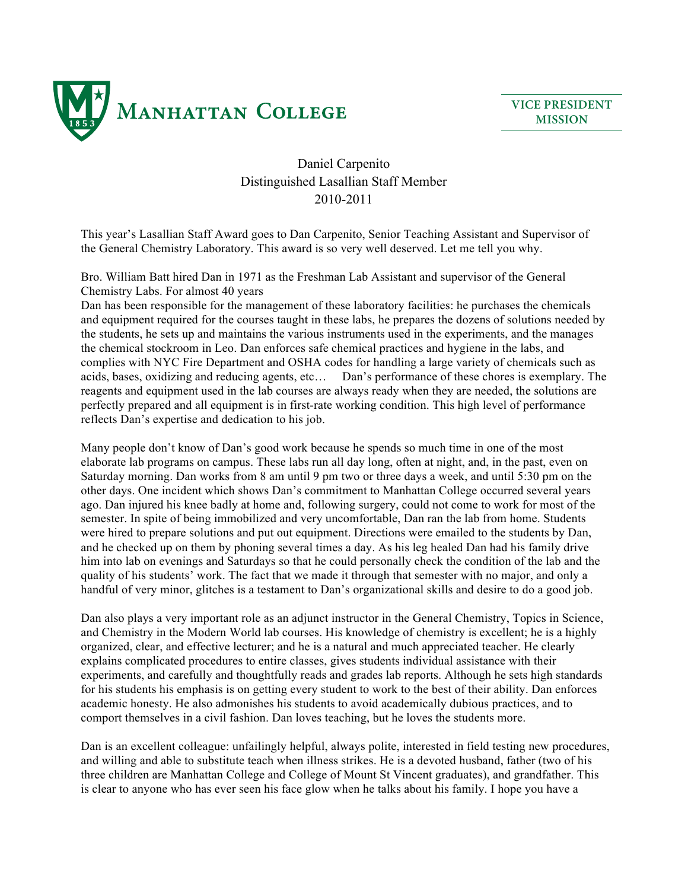**MANHATTAN COLLEGE**

**VICE PRESIDENT MISSION**

# Daniel Carpenito
## Distinguished Lasallian Staff Member
## 2010-2011

This year's Lasallian Staff Award goes to Dan Carpenito, Senior Teaching Assistant and Supervisor of the General Chemistry Laboratory. This award is so very well deserved. Let me tell you why.

Bro. William Batt hired Dan in 1971 as the Freshman Lab Assistant and supervisor of the General Chemistry Labs. For almost 40 years
Dan has been responsible for the management of these laboratory facilities: he purchases the chemicals and equipment required for the courses taught in these labs, he prepares the dozens of solutions needed by the students, he sets up and maintains the various instruments used in the experiments, and the manages the chemical stockroom in Leo. Dan enforces safe chemical practices and hygiene in the labs, and complies with NYC Fire Department and OSHA codes for handling a large variety of chemicals such as acids, bases, oxidizing and reducing agents, etc… Dan's performance of these chores is exemplary. The reagents and equipment used in the lab courses are always ready when they are needed, the solutions are perfectly prepared and all equipment is in first-rate working condition. This high level of performance reflects Dan's expertise and dedication to his job.

Many people don't know of Dan's good work because he spends so much time in one of the most elaborate lab programs on campus. These labs run all day long, often at night, and, in the past, even on Saturday morning. Dan works from 8 am until 9 pm two or three days a week, and until 5:30 pm on the other days. One incident which shows Dan's commitment to Manhattan College occurred several years ago. Dan injured his knee badly at home and, following surgery, could not come to work for most of the semester. In spite of being immobilized and very uncomfortable, Dan ran the lab from home. Students were hired to prepare solutions and put out equipment. Directions were emailed to the students by Dan, and he checked up on them by phoning several times a day. As his leg healed Dan had his family drive him into lab on evenings and Saturdays so that he could personally check the condition of the lab and the quality of his students' work. The fact that we made it through that semester with no major, and only a handful of very minor, glitches is a testament to Dan's organizational skills and desire to do a good job.

Dan also plays a very important role as an adjunct instructor in the General Chemistry, Topics in Science, and Chemistry in the Modern World lab courses. His knowledge of chemistry is excellent; he is a highly organized, clear, and effective lecturer; and he is a natural and much appreciated teacher. He clearly explains complicated procedures to entire classes, gives students individual assistance with their experiments, and carefully and thoughtfully reads and grades lab reports. Although he sets high standards for his students his emphasis is on getting every student to work to the best of their ability. Dan enforces academic honesty. He also admonishes his students to avoid academically dubious practices, and to comport themselves in a civil fashion. Dan loves teaching, but he loves the students more.

Dan is an excellent colleague: unfailingly helpful, always polite, interested in field testing new procedures, and willing and able to substitute teach when illness strikes. He is a devoted husband, father (two of his three children are Manhattan College and College of Mount St Vincent graduates), and grandfather. This is clear to anyone who has ever seen his face glow when he talks about his family. I hope you have a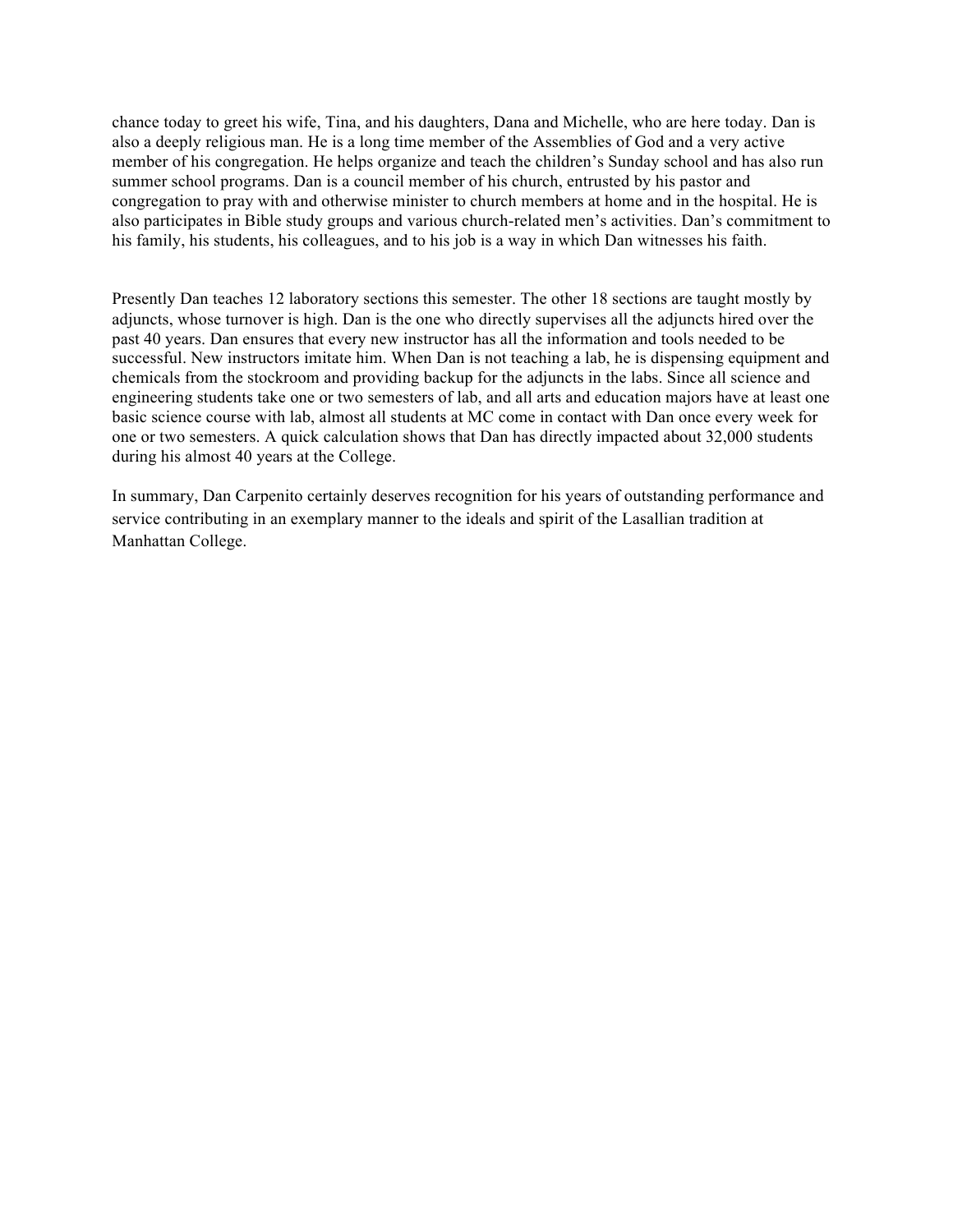chance today to greet his wife, Tina, and his daughters, Dana and Michelle, who are here today. Dan is also a deeply religious man. He is a long time member of the Assemblies of God and a very active member of his congregation. He helps organize and teach the children's Sunday school and has also run summer school programs. Dan is a council member of his church, entrusted by his pastor and congregation to pray with and otherwise minister to church members at home and in the hospital. He is also participates in Bible study groups and various church-related men's activities. Dan's commitment to his family, his students, his colleagues, and to his job is a way in which Dan witnesses his faith.

Presently Dan teaches 12 laboratory sections this semester. The other 18 sections are taught mostly by adjuncts, whose turnover is high. Dan is the one who directly supervises all the adjuncts hired over the past 40 years. Dan ensures that every new instructor has all the information and tools needed to be successful. New instructors imitate him. When Dan is not teaching a lab, he is dispensing equipment and chemicals from the stockroom and providing backup for the adjuncts in the labs. Since all science and engineering students take one or two semesters of lab, and all arts and education majors have at least one basic science course with lab, almost all students at MC come in contact with Dan once every week for one or two semesters. A quick calculation shows that Dan has directly impacted about 32,000 students during his almost 40 years at the College.

In summary, Dan Carpenito certainly deserves recognition for his years of outstanding performance and service contributing in an exemplary manner to the ideals and spirit of the Lasallian tradition at Manhattan College.